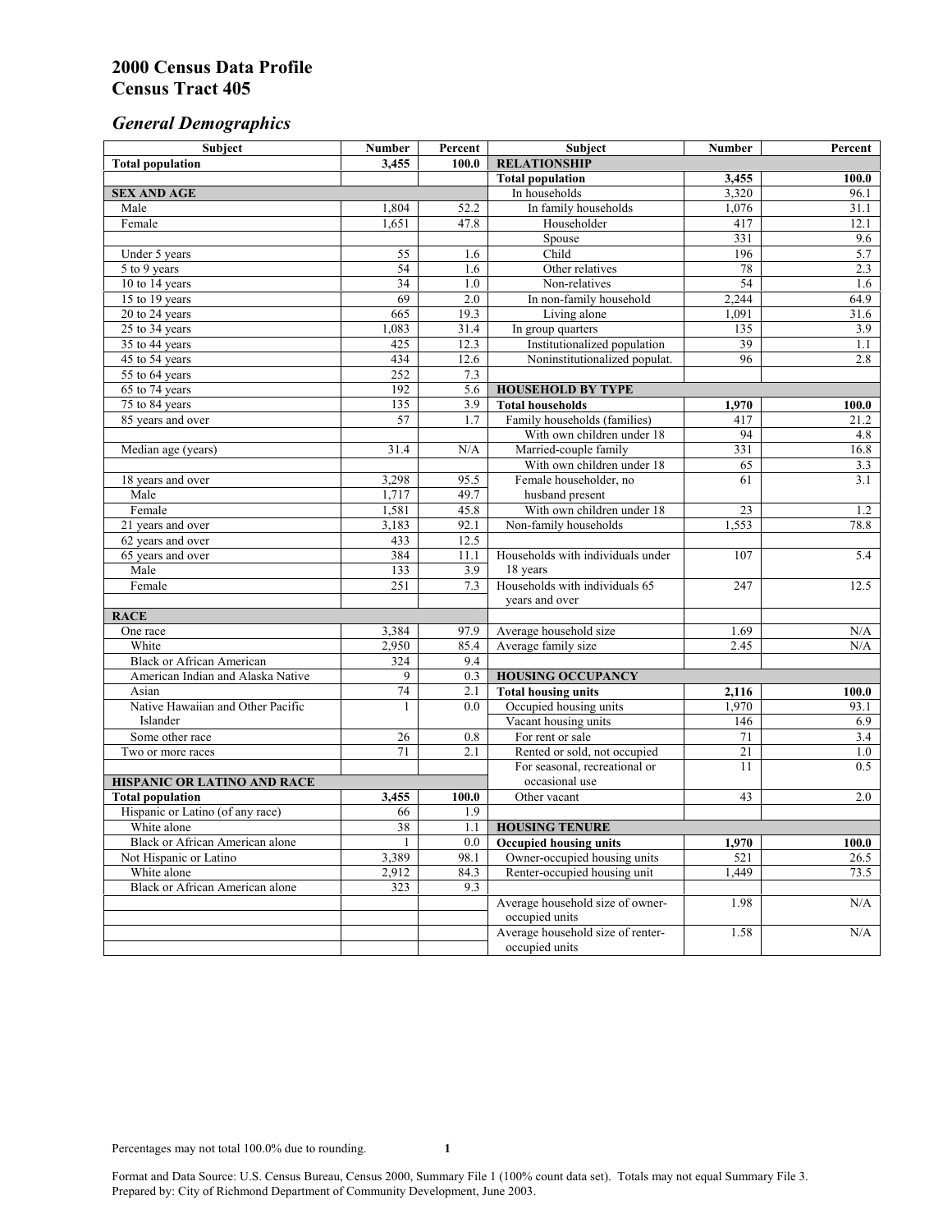# 2000 Census Data Profile
# Census Tract 405

## *General Demographics*

| Subject | Number | Percent | Subject | Number | Percent |
|---|---|---|---|---|---|
| **Total population** | **3,455** | **100.0** | **RELATIONSHIP** | | |
| | | | **Total population** | **3,455** | **100.0** |
| **SEX AND AGE** | | | In households | 3,320 | 96.1 |
| Male | 1,804 | 52.2 | In family households | 1,076 | 31.1 |
| Female | 1,651 | 47.8 | Householder | 417 | 12.1 |
| | | | Spouse | 331 | 9.6 |
| Under 5 years | 55 | 1.6 | Child | 196 | 5.7 |
| 5 to 9 years | 54 | 1.6 | Other relatives | 78 | 2.3 |
| 10 to 14 years | 34 | 1.0 | Non-relatives | 54 | 1.6 |
| 15 to 19 years | 69 | 2.0 | In non-family household | 2,244 | 64.9 |
| 20 to 24 years | 665 | 19.3 | Living alone | 1,091 | 31.6 |
| 25 to 34 years | 1,083 | 31.4 | In group quarters | 135 | 3.9 |
| 35 to 44 years | 425 | 12.3 | Institutionalized population | 39 | 1.1 |
| 45 to 54 years | 434 | 12.6 | Noninstitutionalized populat. | 96 | 2.8 |
| 55 to 64 years | 252 | 7.3 | | | |
| 65 to 74 years | 192 | 5.6 | **HOUSEHOLD BY TYPE** | | |
| 75 to 84 years | 135 | 3.9 | **Total households** | **1,970** | **100.0** |
| 85 years and over | 57 | 1.7 | Family households (families) | 417 | 21.2 |
| | | | With own children under 18 | 94 | 4.8 |
| Median age (years) | 31.4 | N/A | Married-couple family | 331 | 16.8 |
| | | | With own children under 18 | 65 | 3.3 |
| 18 years and over | 3,298 | 95.5 | Female householder, no husband present | 61 | 3.1 |
| Male | 1,717 | 49.7 | | | |
| Female | 1,581 | 45.8 | With own children under 18 | 23 | 1.2 |
| 21 years and over | 3,183 | 92.1 | Non-family households | 1,553 | 78.8 |
| 62 years and over | 433 | 12.5 | | | |
| 65 years and over | 384 | 11.1 | Households with individuals under 18 years | 107 | 5.4 |
| Male | 133 | 3.9 | | | |
| Female | 251 | 7.3 | Households with individuals 65 years and over | 247 | 12.5 |
| **RACE** | | | | | |
| One race | 3,384 | 97.9 | Average household size | 1.69 | N/A |
| White | 2,950 | 85.4 | Average family size | 2.45 | N/A |
| Black or African American | 324 | 9.4 | | | |
| American Indian and Alaska Native | 9 | 0.3 | **HOUSING OCCUPANCY** | | |
| Asian | 74 | 2.1 | **Total housing units** | **2,116** | **100.0** |
| Native Hawaiian and Other Pacific Islander | 1 | 0.0 | Occupied housing units | 1,970 | 93.1 |
| | | | Vacant housing units | 146 | 6.9 |
| Some other race | 26 | 0.8 | For rent or sale | 71 | 3.4 |
| Two or more races | 71 | 2.1 | Rented or sold, not occupied | 21 | 1.0 |
| | | | For seasonal, recreational or occasional use | 11 | 0.5 |
| **HISPANIC OR LATINO AND RACE** | | | | | |
| **Total population** | **3,455** | **100.0** | Other vacant | 43 | 2.0 |
| Hispanic or Latino (of any race) | 66 | 1.9 | | | |
| White alone | 38 | 1.1 | **HOUSING TENURE** | | |
| Black or African American alone | 1 | 0.0 | **Occupied housing units** | **1,970** | **100.0** |
| Not Hispanic or Latino | 3,389 | 98.1 | Owner-occupied housing units | 521 | 26.5 |
| White alone | 2,912 | 84.3 | Renter-occupied housing unit | 1,449 | 73.5 |
| Black or African American alone | 323 | 9.3 | | | |
| | | | Average household size of owner-occupied units | 1.98 | N/A |
| | | | Average household size of renter-occupied units | 1.58 | N/A |

Percentages may not total 100.0% due to rounding.

Format and Data Source: U.S. Census Bureau, Census 2000, Summary File 1 (100% count data set). Totals may not equal Summary File 3.
Prepared by: City of Richmond Department of Community Development, June 2003.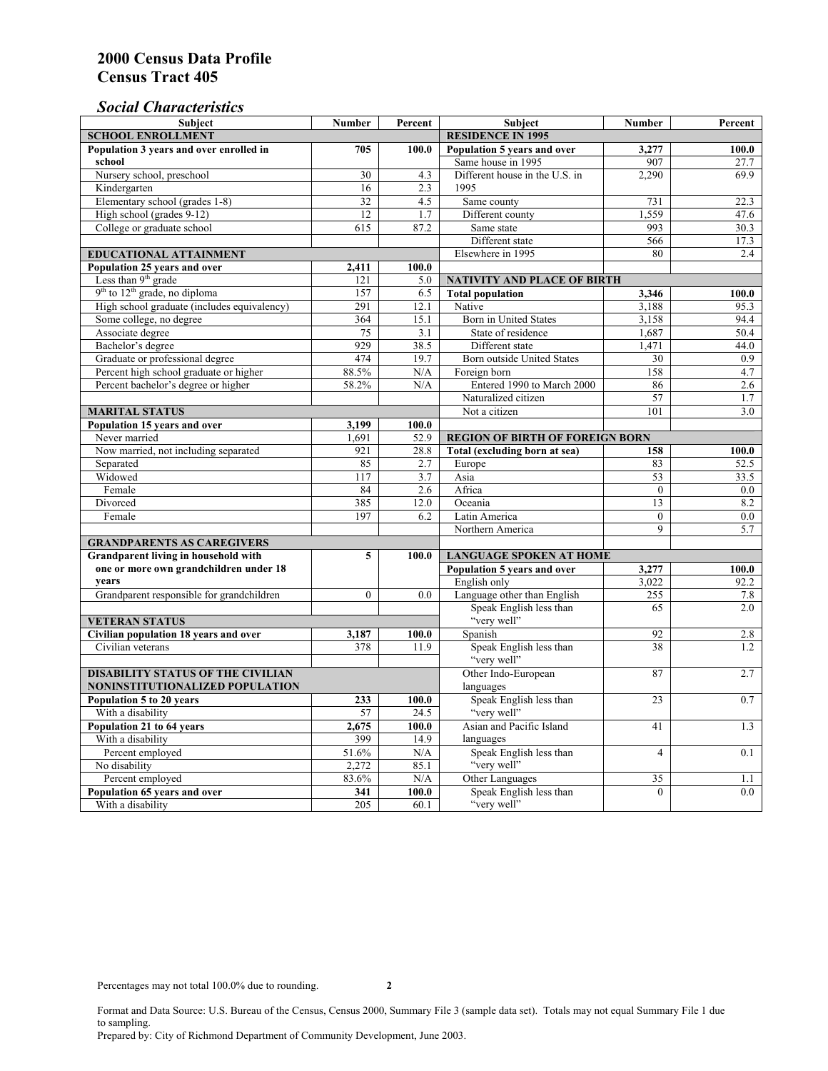# 2000 Census Data Profile
# Census Tract 405

## *Social Characteristics*

| Subject | Number | Percent |
|---|---|---|
| **SCHOOL ENROLLMENT** | | |
| **Population 3 years and over enrolled in school** | **705** | **100.0** |
| Nursery school, preschool | 30 | 4.3 |
| Kindergarten | 16 | 2.3 |
| Elementary school (grades 1-8) | 32 | 4.5 |
| High school (grades 9-12) | 12 | 1.7 |
| College or graduate school | 615 | 87.2 |
| **EDUCATIONAL ATTAINMENT** | | |
| **Population 25 years and over** | **2,411** | **100.0** |
| Less than 9th grade | 121 | 5.0 |
| 9th to 12th grade, no diploma | 157 | 6.5 |
| High school graduate (includes equivalency) | 291 | 12.1 |
| Some college, no degree | 364 | 15.1 |
| Associate degree | 75 | 3.1 |
| Bachelor's degree | 929 | 38.5 |
| Graduate or professional degree | 474 | 19.7 |
| Percent high school graduate or higher | 88.5% | N/A |
| Percent bachelor's degree or higher | 58.2% | N/A |
| **MARITAL STATUS** | | |
| **Population 15 years and over** | **3,199** | **100.0** |
| Never married | 1,691 | 52.9 |
| Now married, not including separated | 921 | 28.8 |
| Separated | 85 | 2.7 |
| Widowed | 117 | 3.7 |
| Female | 84 | 2.6 |
| Divorced | 385 | 12.0 |
| Female | 197 | 6.2 |
| **GRANDPARENTS AS CAREGIVERS** | | |
| **Grandparent living in household with one or more own grandchildren under 18 years** | **5** | **100.0** |
| Grandparent responsible for grandchildren | 0 | 0.0 |
| **VETERAN STATUS** | | |
| **Civilian population 18 years and over** | **3,187** | **100.0** |
| Civilian veterans | 378 | 11.9 |
| **DISABILITY STATUS OF THE CIVILIAN NONINSTITUTIONALIZED POPULATION** | | |
| **Population 5 to 20 years** | **233** | **100.0** |
| With a disability | 57 | 24.5 |
| **Population 21 to 64 years** | **2,675** | **100.0** |
| With a disability | 399 | 14.9 |
| Percent employed | 51.6% | N/A |
| No disability | 2,272 | 85.1 |
| Percent employed | 83.6% | N/A |
| **Population 65 years and over** | **341** | **100.0** |
| With a disability | 205 | 60.1 |

| Subject | Number | Percent |
|---|---|---|
| **RESIDENCE IN 1995** | | |
| **Population 5 years and over** | **3,277** | **100.0** |
| Same house in 1995 | 907 | 27.7 |
| Different house in the U.S. in 1995 | 2,290 | 69.9 |
| Same county | 731 | 22.3 |
| Different county | 1,559 | 47.6 |
| Same state | 993 | 30.3 |
| Different state | 566 | 17.3 |
| Elsewhere in 1995 | 80 | 2.4 |
| **NATIVITY AND PLACE OF BIRTH** | | |
| **Total population** | **3,346** | **100.0** |
| Native | 3,188 | 95.3 |
| Born in United States | 3,158 | 94.4 |
| State of residence | 1,687 | 50.4 |
| Different state | 1,471 | 44.0 |
| Born outside United States | 30 | 0.9 |
| Foreign born | 158 | 4.7 |
| Entered 1990 to March 2000 | 86 | 2.6 |
| Naturalized citizen | 57 | 1.7 |
| Not a citizen | 101 | 3.0 |
| **REGION OF BIRTH OF FOREIGN BORN** | | |
| **Total (excluding born at sea)** | **158** | **100.0** |
| Europe | 83 | 52.5 |
| Asia | 53 | 33.5 |
| Africa | 0 | 0.0 |
| Oceania | 13 | 8.2 |
| Latin America | 0 | 0.0 |
| Northern America | 9 | 5.7 |
| **LANGUAGE SPOKEN AT HOME** | | |
| **Population 5 years and over** | **3,277** | **100.0** |
| English only | 3,022 | 92.2 |
| Language other than English | 255 | 7.8 |
| Speak English less than "very well" | 65 | 2.0 |
| Spanish | 92 | 2.8 |
| Speak English less than "very well" | 38 | 1.2 |
| Other Indo-European languages | 87 | 2.7 |
| Speak English less than "very well" | 23 | 0.7 |
| Asian and Pacific Island languages | 41 | 1.3 |
| Speak English less than "very well" | 4 | 0.1 |
| Other Languages | 35 | 1.1 |
| Speak English less than "very well" | 0 | 0.0 |

Percentages may not total 100.0% due to rounding.

Format and Data Source: U.S. Bureau of the Census, Census 2000, Summary File 3 (sample data set). Totals may not equal Summary File 1 due to sampling.
Prepared by: City of Richmond Department of Community Development, June 2003.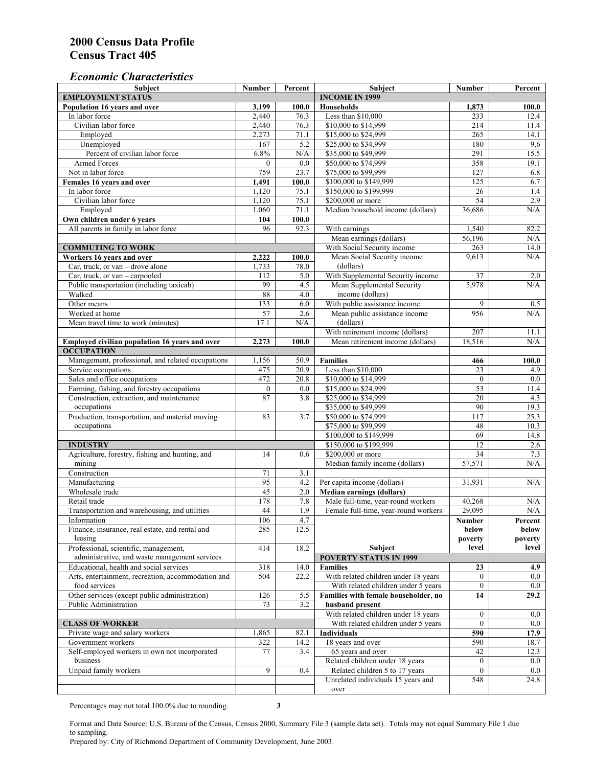# 2000 Census Data Profile
# Census Tract 405

## *Economic Characteristics*

| Subject | Number | Percent |
|---|---|---|
| **EMPLOYMENT STATUS** | | |
| **Population 16 years and over** | **3,199** | **100.0** |
| In labor force | 2,440 | 76.3 |
| Civilian labor force | 2,440 | 76.3 |
| Employed | 2,273 | 71.1 |
| Unemployed | 167 | 5.2 |
| Percent of civilian labor force | 6.8% | N/A |
| Armed Forces | 0 | 0.0 |
| Not in labor force | 759 | 23.7 |
| **Females 16 years and over** | **1,491** | **100.0** |
| In labor force | 1,120 | 75.1 |
| Civilian labor force | 1,120 | 75.1 |
| Employed | 1,060 | 71.1 |
| **Own children under 6 years** | **104** | **100.0** |
| All parents in family in labor force | 96 | 92.3 |
| **COMMUTING TO WORK** | | |
| **Workers 16 years and over** | **2,222** | **100.0** |
| Car, truck, or van – drove alone | 1,733 | 78.0 |
| Car, truck, or van – carpooled | 112 | 5.0 |
| Public transportation (including taxicab) | 99 | 4.5 |
| Walked | 88 | 4.0 |
| Other means | 133 | 6.0 |
| Worked at home | 57 | 2.6 |
| Mean travel time to work (minutes) | 17.1 | N/A |
| **Employed civilian population 16 years and over** | **2,273** | **100.0** |
| **OCCUPATION** | | |
| Management, professional, and related occupations | 1,156 | 50.9 |
| Service occupations | 475 | 20.9 |
| Sales and office occupations | 472 | 20.8 |
| Farming, fishing, and forestry occupations | 0 | 0.0 |
| Construction, extraction, and maintenance occupations | 87 | 3.8 |
| Production, transportation, and material moving occupations | 83 | 3.7 |
| **INDUSTRY** | | |
| Agriculture, forestry, fishing and hunting, and mining | 14 | 0.6 |
| Construction | 71 | 3.1 |
| Manufacturing | 95 | 4.2 |
| Wholesale trade | 45 | 2.0 |
| Retail trade | 178 | 7.8 |
| Transportation and warehousing, and utilities | 44 | 1.9 |
| Information | 106 | 4.7 |
| Finance, insurance, real estate, and rental and leasing | 285 | 12.5 |
| Professional, scientific, management, administrative, and waste management services | 414 | 18.2 |
| Educational, health and social services | 318 | 14.0 |
| Arts, entertainment, recreation, accommodation and food services | 504 | 22.2 |
| Other services (except public administration) | 126 | 5.5 |
| Public Administration | 73 | 3.2 |
| **CLASS OF WORKER** | | |
| Private wage and salary workers | 1,865 | 82.1 |
| Government workers | 322 | 14.2 |
| Self-employed workers in own not incorporated business | 77 | 3.4 |
| Unpaid family workers | 9 | 0.4 |

| Subject | Number | Percent |
|---|---|---|
| **INCOME IN 1999** | | |
| **Households** | **1,873** | **100.0** |
| Less than $10,000 | 233 | 12.4 |
| $10,000 to $14,999 | 214 | 11.4 |
| $15,000 to $24,999 | 265 | 14.1 |
| $25,000 to $34,999 | 180 | 9.6 |
| $35,000 to $49,999 | 291 | 15.5 |
| $50,000 to $74,999 | 358 | 19.1 |
| $75,000 to $99,999 | 127 | 6.8 |
| $100,000 to $149,999 | 125 | 6.7 |
| $150,000 to $199,999 | 26 | 1.4 |
| $200,000 or more | 54 | 2.9 |
| Median household income (dollars) | 36,686 | N/A |
| With earnings | 1,540 | 82.2 |
| Mean earnings (dollars) | 56,196 | N/A |
| With Social Security income | 263 | 14.0 |
| Mean Social Security income (dollars) | 9,613 | N/A |
| With Supplemental Security income | 37 | 2.0 |
| Mean Supplemental Security income (dollars) | 5,978 | N/A |
| With public assistance income | 9 | 0.5 |
| Mean public assistance income (dollars) | 956 | N/A |
| With retirement income (dollars) | 207 | 11.1 |
| Mean retirement income (dollars) | 18,516 | N/A |
| **Families** | **466** | **100.0** |
| Less than $10,000 | 23 | 4.9 |
| $10,000 to $14,999 | 0 | 0.0 |
| $15,000 to $24,999 | 53 | 11.4 |
| $25,000 to $34,999 | 20 | 4.3 |
| $35,000 to $49,999 | 90 | 19.3 |
| $50,000 to $74,999 | 117 | 25.3 |
| $75,000 to $99,999 | 48 | 10.3 |
| $100,000 to $149,999 | 69 | 14.8 |
| $150,000 to $199,999 | 12 | 2.6 |
| $200,000 or more | 34 | 7.3 |
| Median family income (dollars) | 57,571 | N/A |
| Per capita income (dollars) | 31,931 | N/A |
| **Median earnings (dollars)** | | |
| Male full-time, year-round workers | 40,268 | N/A |
| Female full-time, year-round workers | 29,095 | N/A |

| Subject | Number below poverty level | Percent below poverty level |
|---|---|---|
| **POVERTY STATUS IN 1999** | | |
| **Families** | **23** | **4.9** |
| With related children under 18 years | 0 | 0.0 |
| With related children under 5 years | 0 | 0.0 |
| **Families with female householder, no husband present** | **14** | **29.2** |
| With related children under 18 years | 0 | 0.0 |
| With related children under 5 years | 0 | 0.0 |
| **Individuals** | **590** | **17.9** |
| 18 years and over | 590 | 18.7 |
| 65 years and over | 42 | 12.3 |
| Related children under 18 years | 0 | 0.0 |
| Related children 5 to 17 years | 0 | 0.0 |
| Unrelated individuals 15 years and over | 548 | 24.8 |

Percentages may not total 100.0% due to rounding.

Format and Data Source: U.S. Bureau of the Census, Census 2000, Summary File 3 (sample data set). Totals may not equal Summary File 1 due to sampling.
Prepared by: City of Richmond Department of Community Development, June 2003.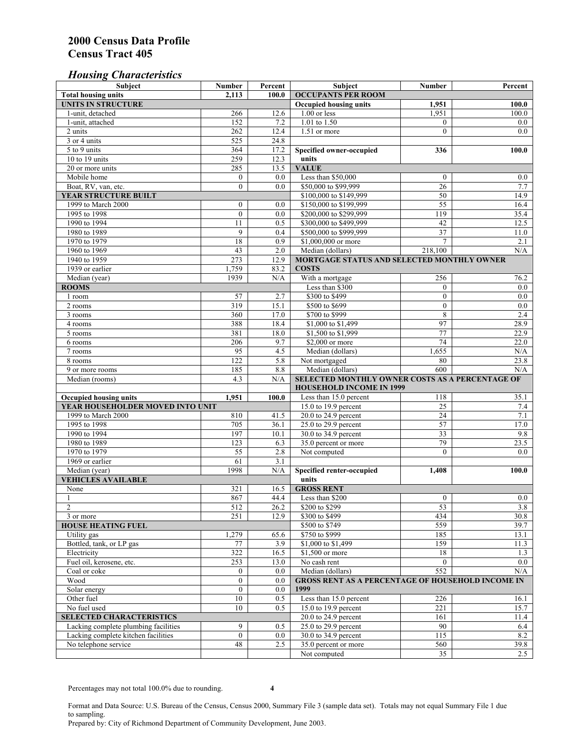# 2000 Census Data Profile
# Census Tract 405

## *Housing Characteristics*

| Subject | Number | Percent | Subject | Number | Percent |
|---|---|---|---|---|---|
| **Total housing units** | **2,113** | **100.0** | **OCCUPANTS PER ROOM** | | |
| **UNITS IN STRUCTURE** | | | **Occupied housing units** | **1,951** | **100.0** |
| 1-unit, detached | 266 | 12.6 | 1.00 or less | 1,951 | 100.0 |
| 1-unit, attached | 152 | 7.2 | 1.01 to 1.50 | 0 | 0.0 |
| 2 units | 262 | 12.4 | 1.51 or more | 0 | 0.0 |
| 3 or 4 units | 525 | 24.8 | | | |
| 5 to 9 units | 364 | 17.2 | **Specified owner-occupied units** | **336** | **100.0** |
| 10 to 19 units | 259 | 12.3 | | | |
| 20 or more units | 285 | 13.5 | **VALUE** | | |
| Mobile home | 0 | 0.0 | Less than $50,000 | 0 | 0.0 |
| Boat, RV, van, etc. | 0 | 0.0 | $50,000 to $99,999 | 26 | 7.7 |
| **YEAR STRUCTURE BUILT** | | | $100,000 to $149,999 | 50 | 14.9 |
| 1999 to March 2000 | 0 | 0.0 | $150,000 to $199,999 | 55 | 16.4 |
| 1995 to 1998 | 0 | 0.0 | $200,000 to $299,999 | 119 | 35.4 |
| 1990 to 1994 | 11 | 0.5 | $300,000 to $499,999 | 42 | 12.5 |
| 1980 to 1989 | 9 | 0.4 | $500,000 to $999,999 | 37 | 11.0 |
| 1970 to 1979 | 18 | 0.9 | $1,000,000 or more | 7 | 2.1 |
| 1960 to 1969 | 43 | 2.0 | Median (dollars) | 218,100 | N/A |
| 1940 to 1959 | 273 | 12.9 | **MORTGAGE STATUS AND SELECTED MONTHLY OWNER COSTS** | | |
| 1939 or earlier | 1,759 | 83.2 | | | |
| Median (year) | 1939 | N/A | With a mortgage | 256 | 76.2 |
| **ROOMS** | | | Less than $300 | 0 | 0.0 |
| 1 room | 57 | 2.7 | $300 to $499 | 0 | 0.0 |
| 2 rooms | 319 | 15.1 | $500 to $699 | 0 | 0.0 |
| 3 rooms | 360 | 17.0 | $700 to $999 | 8 | 2.4 |
| 4 rooms | 388 | 18.4 | $1,000 to $1,499 | 97 | 28.9 |
| 5 rooms | 381 | 18.0 | $1,500 to $1,999 | 77 | 22.9 |
| 6 rooms | 206 | 9.7 | $2,000 or more | 74 | 22.0 |
| 7 rooms | 95 | 4.5 | Median (dollars) | 1,655 | N/A |
| 8 rooms | 122 | 5.8 | Not mortgaged | 80 | 23.8 |
| 9 or more rooms | 185 | 8.8 | Median (dollars) | 600 | N/A |
| Median (rooms) | 4.3 | N/A | **SELECTED MONTHLY OWNER COSTS AS A PERCENTAGE OF HOUSEHOLD INCOME IN 1999** | | |
| **Occupied housing units** | **1,951** | **100.0** | Less than 15.0 percent | 118 | 35.1 |
| **YEAR HOUSEHOLDER MOVED INTO UNIT** | | | 15.0 to 19.9 percent | 25 | 7.4 |
| 1999 to March 2000 | 810 | 41.5 | 20.0 to 24.9 percent | 24 | 7.1 |
| 1995 to 1998 | 705 | 36.1 | 25.0 to 29.9 percent | 57 | 17.0 |
| 1990 to 1994 | 197 | 10.1 | 30.0 to 34.9 percent | 33 | 9.8 |
| 1980 to 1989 | 123 | 6.3 | 35.0 percent or more | 79 | 23.5 |
| 1970 to 1979 | 55 | 2.8 | Not computed | 0 | 0.0 |
| 1969 or earlier | 61 | 3.1 | | | |
| Median (year) | 1998 | N/A | **Specified renter-occupied units** | **1,408** | **100.0** |
| **VEHICLES AVAILABLE** | | | **GROSS RENT** | | |
| None | 321 | 16.5 | Less than $200 | 0 | 0.0 |
| 1 | 867 | 44.4 | $200 to $299 | 53 | 3.8 |
| 2 | 512 | 26.2 | $300 to $499 | 434 | 30.8 |
| 3 or more | 251 | 12.9 | $500 to $749 | 559 | 39.7 |
| **HOUSE HEATING FUEL** | | | $750 to $999 | 185 | 13.1 |
| Utility gas | 1,279 | 65.6 | $1,000 to $1,499 | 159 | 11.3 |
| Bottled, tank, or LP gas | 77 | 3.9 | $1,500 or more | 18 | 1.3 |
| Electricity | 322 | 16.5 | No cash rent | 0 | 0.0 |
| Fuel oil, kerosene, etc. | 253 | 13.0 | Median (dollars) | 552 | N/A |
| Coal or coke | 0 | 0.0 | **GROSS RENT AS A PERCENTAGE OF HOUSEHOLD INCOME IN 1999** | | |
| Wood | 0 | 0.0 | | | |
| Solar energy | 0 | 0.0 | | | |
| Other fuel | 10 | 0.5 | Less than 15.0 percent | 226 | 16.1 |
| No fuel used | 10 | 0.5 | 15.0 to 19.9 percent | 221 | 15.7 |
| **SELECTED CHARACTERISTICS** | | | 20.0 to 24.9 percent | 161 | 11.4 |
| Lacking complete plumbing facilities | 9 | 0.5 | 25.0 to 29.9 percent | 90 | 6.4 |
| Lacking complete kitchen facilities | 0 | 0.0 | 30.0 to 34.9 percent | 115 | 8.2 |
| No telephone service | 48 | 2.5 | 35.0 percent or more | 560 | 39.8 |
| | | | Not computed | 35 | 2.5 |

Percentages may not total 100.0% due to rounding.

Format and Data Source: U.S. Bureau of the Census, Census 2000, Summary File 3 (sample data set). Totals may not equal Summary File 1 due to sampling.
Prepared by: City of Richmond Department of Community Development, June 2003.